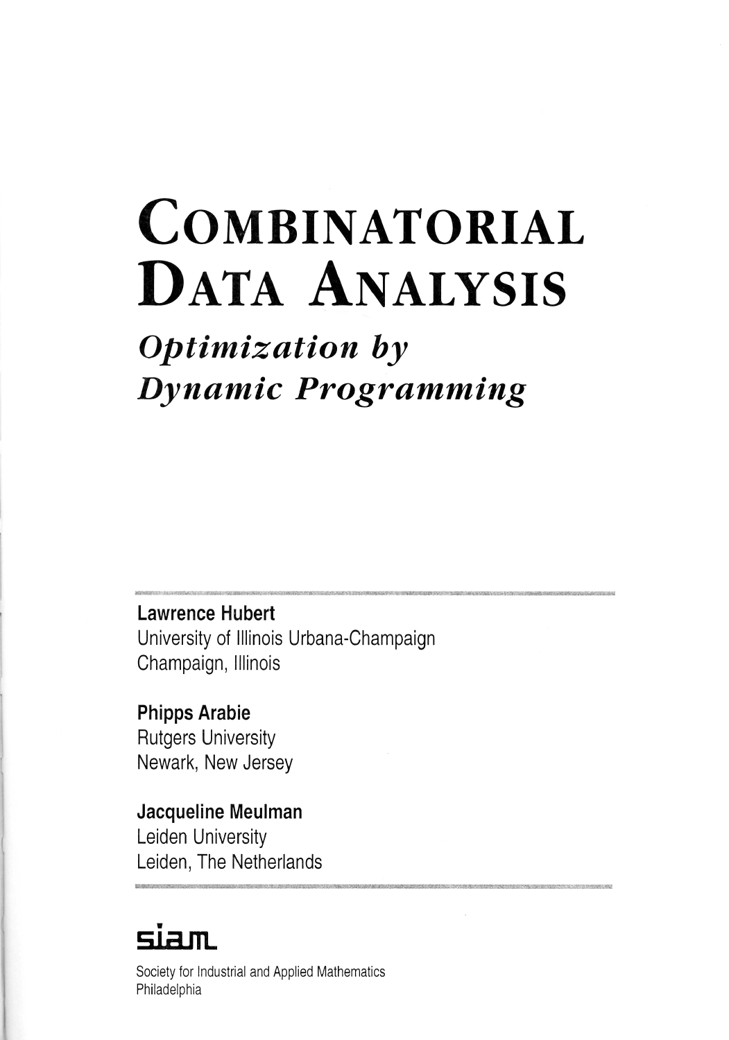# COMBINATORIAL DATA ANALYSIS

## *Optimization by Dynamic Programming*

**Lawrence Hubert**
University of Illinois Urbana-Champaign
Champaign, Illinois

**Phipps Arabie**
Rutgers University
Newark, New Jersey

**Jacqueline Meulman**
Leiden University
Leiden, The Netherlands

**siam**

Society for Industrial and Applied Mathematics
Philadelphia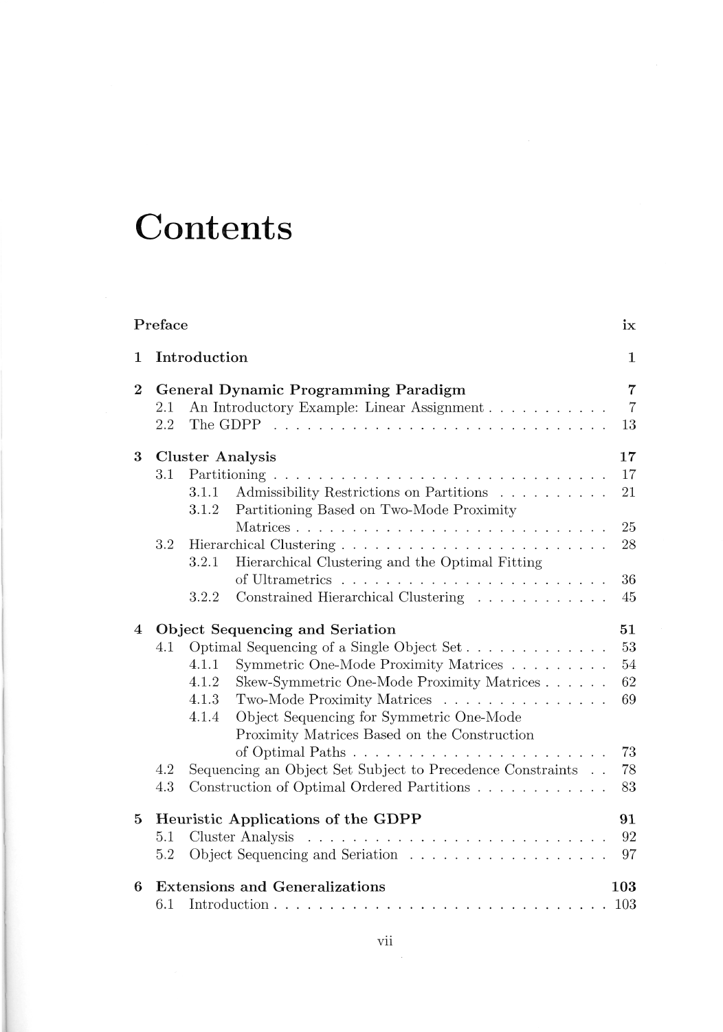# Contents

**Preface** ix

**1 Introduction** 1

**2 General Dynamic Programming Paradigm** 7

- 2.1 An Introductory Example: Linear Assignment 7
- 2.2 The GDPP 13

**3 Cluster Analysis** 17

- 3.1 Partitioning 17
  - 3.1.1 Admissibility Restrictions on Partitions 21
  - 3.1.2 Partitioning Based on Two-Mode Proximity Matrices 25
- 3.2 Hierarchical Clustering 28
  - 3.2.1 Hierarchical Clustering and the Optimal Fitting of Ultrametrics 36
  - 3.2.2 Constrained Hierarchical Clustering 45

**4 Object Sequencing and Seriation** 51

- 4.1 Optimal Sequencing of a Single Object Set 53
  - 4.1.1 Symmetric One-Mode Proximity Matrices 54
  - 4.1.2 Skew-Symmetric One-Mode Proximity Matrices 62
  - 4.1.3 Two-Mode Proximity Matrices 69
  - 4.1.4 Object Sequencing for Symmetric One-Mode Proximity Matrices Based on the Construction of Optimal Paths 73
- 4.2 Sequencing an Object Set Subject to Precedence Constraints 78
- 4.3 Construction of Optimal Ordered Partitions 83

**5 Heuristic Applications of the GDPP** 91

- 5.1 Cluster Analysis 92
- 5.2 Object Sequencing and Seriation 97

**6 Extensions and Generalizations** 103

- 6.1 Introduction 103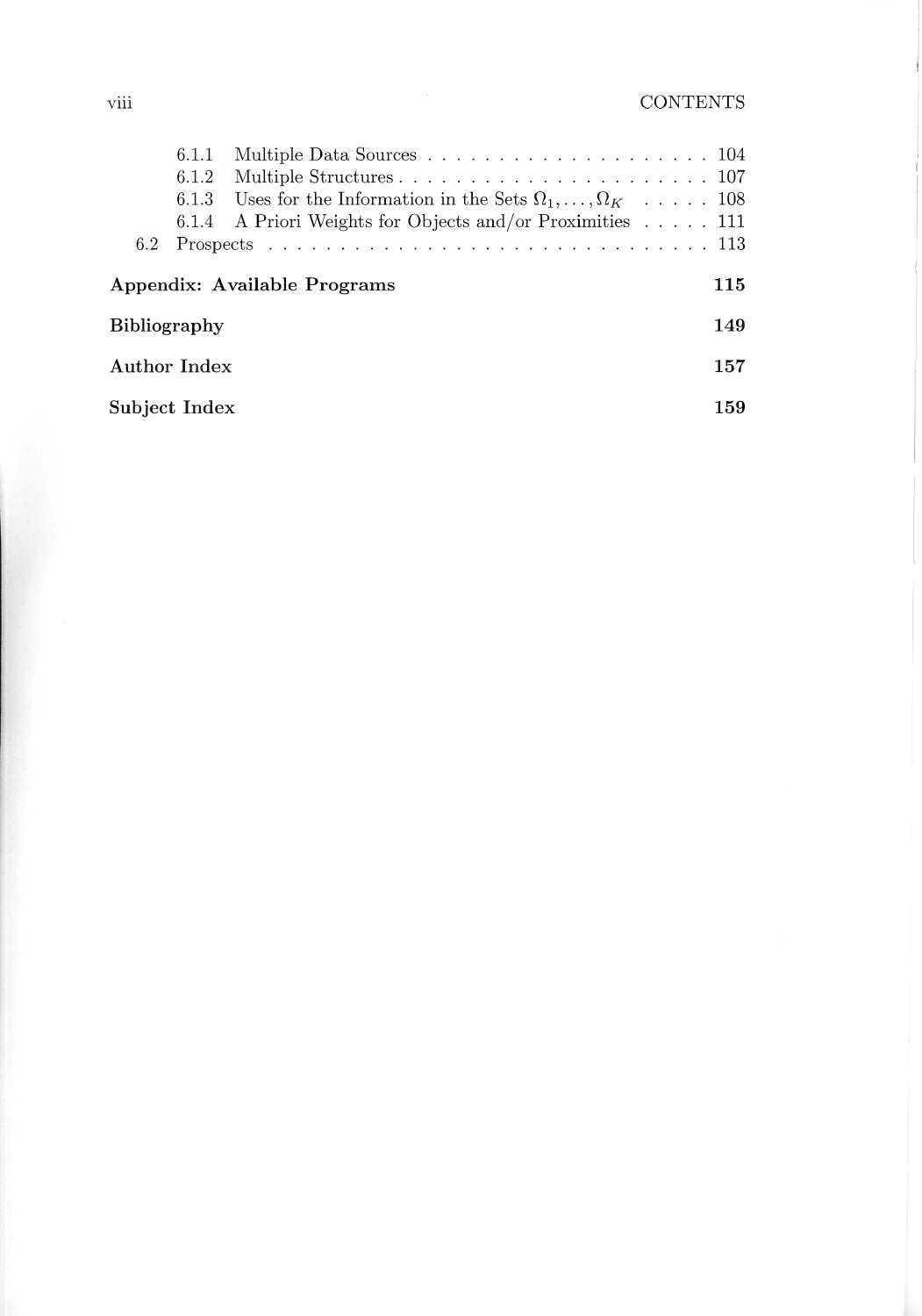6.1.1 Multiple Data Sources . . . . . . . . . . . . . . . . . . . . 104
6.1.2 Multiple Structures . . . . . . . . . . . . . . . . . . . . . . 107
6.1.3 Uses for the Information in the Sets $\Omega_1, \ldots, \Omega_K$ . . . . . 108
6.1.4 A Priori Weights for Objects and/or Proximities . . . . . 111
6.2 Prospects . . . . . . . . . . . . . . . . . . . . . . . . . . . . . . 113

**Appendix: Available Programs** **115**

**Bibliography** **149**

**Author Index** **157**

**Subject Index** **159**